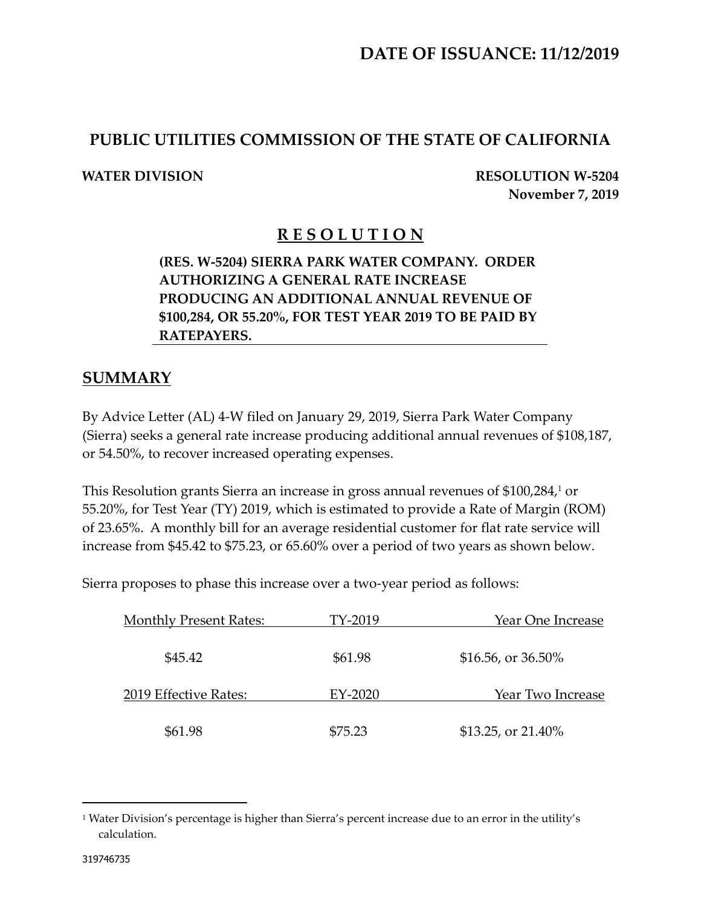# DATE OF ISSUANCE: 11/12/2019

## PUBLIC UTILITIES COMMISSION OF THE STATE OF CALIFORNIA

**WATER DIVISION** **RESOLUTION W-5204**
**November 7, 2019**

## R E S O L U T I O N

**(RES. W-5204) SIERRA PARK WATER COMPANY. ORDER AUTHORIZING A GENERAL RATE INCREASE PRODUCING AN ADDITIONAL ANNUAL REVENUE OF $100,284, OR 55.20%, FOR TEST YEAR 2019 TO BE PAID BY RATEPAYERS.**

## SUMMARY

By Advice Letter (AL) 4-W filed on January 29, 2019, Sierra Park Water Company (Sierra) seeks a general rate increase producing additional annual revenues of $108,187, or 54.50%, to recover increased operating expenses.

This Resolution grants Sierra an increase in gross annual revenues of $100,284,[1] or 55.20%, for Test Year (TY) 2019, which is estimated to provide a Rate of Margin (ROM) of 23.65%. A monthly bill for an average residential customer for flat rate service will increase from $45.42 to $75.23, or 65.60% over a period of two years as shown below.

Sierra proposes to phase this increase over a two-year period as follows:

| Monthly Present Rates: | TY-2019 | Year One Increase |
|---|---|---|
| $45.42 | $61.98 | $16.56, or 36.50% |
| **2019 Effective Rates:** | **EY-2020** | **Year Two Increase** |
| $61.98 | $75.23 | $13.25, or 21.40% |

---

[1] Water Division's percentage is higher than Sierra's percent increase due to an error in the utility's calculation.

319746735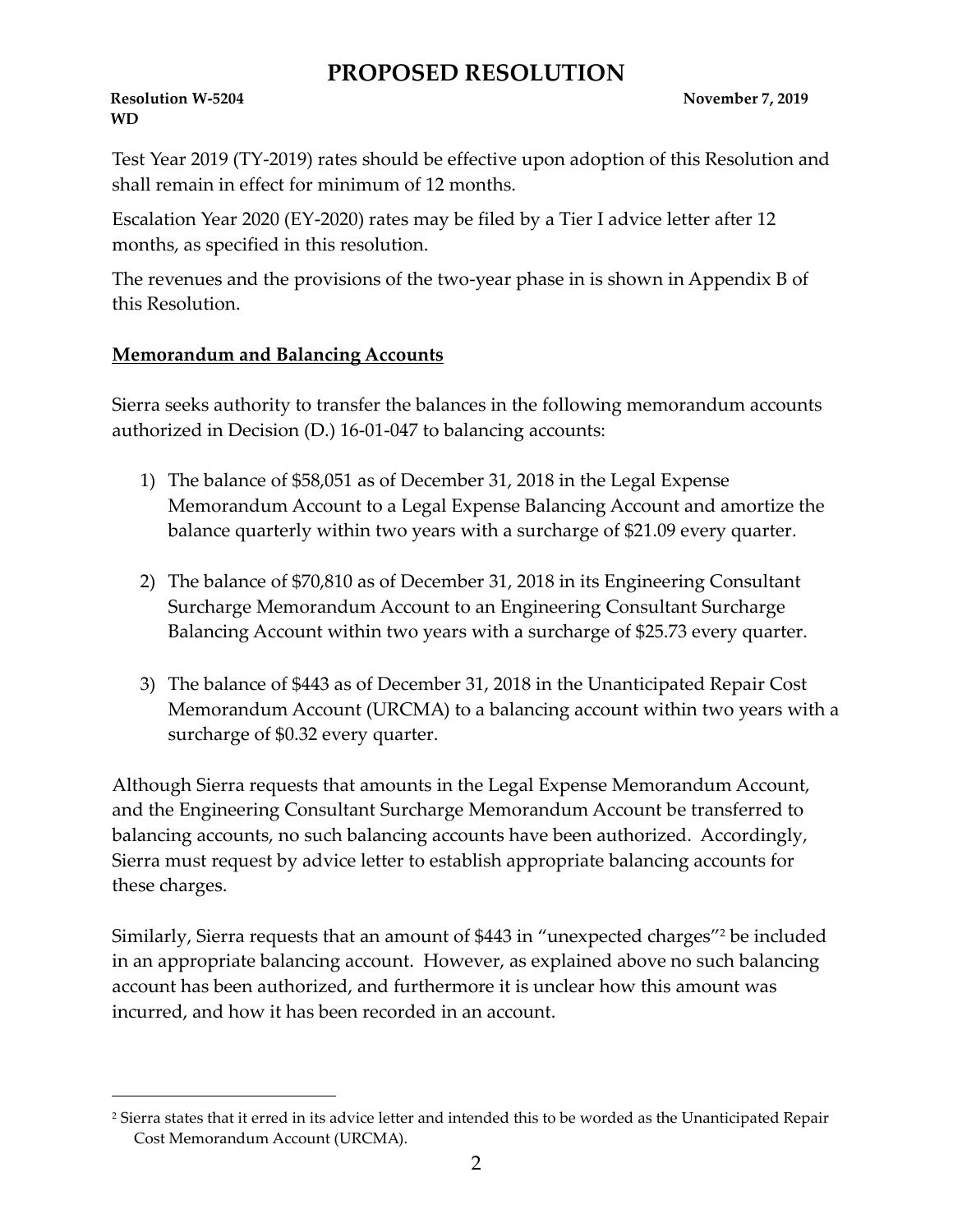Test Year 2019 (TY-2019) rates should be effective upon adoption of this Resolution and shall remain in effect for minimum of 12 months.

Escalation Year 2020 (EY-2020) rates may be filed by a Tier I advice letter after 12 months, as specified in this resolution.

The revenues and the provisions of the two-year phase in is shown in Appendix B of this Resolution.

**Memorandum and Balancing Accounts**

Sierra seeks authority to transfer the balances in the following memorandum accounts authorized in Decision (D.) 16-01-047 to balancing accounts:

1) The balance of $58,051 as of December 31, 2018 in the Legal Expense Memorandum Account to a Legal Expense Balancing Account and amortize the balance quarterly within two years with a surcharge of $21.09 every quarter.

2) The balance of $70,810 as of December 31, 2018 in its Engineering Consultant Surcharge Memorandum Account to an Engineering Consultant Surcharge Balancing Account within two years with a surcharge of $25.73 every quarter.

3) The balance of $443 as of December 31, 2018 in the Unanticipated Repair Cost Memorandum Account (URCMA) to a balancing account within two years with a surcharge of $0.32 every quarter.

Although Sierra requests that amounts in the Legal Expense Memorandum Account, and the Engineering Consultant Surcharge Memorandum Account be transferred to balancing accounts, no such balancing accounts have been authorized. Accordingly, Sierra must request by advice letter to establish appropriate balancing accounts for these charges.

Similarly, Sierra requests that an amount of $443 in "unexpected charges"[2] be included in an appropriate balancing account. However, as explained above no such balancing account has been authorized, and furthermore it is unclear how this amount was incurred, and how it has been recorded in an account.

[2] Sierra states that it erred in its advice letter and intended this to be worded as the Unanticipated Repair Cost Memorandum Account (URCMA).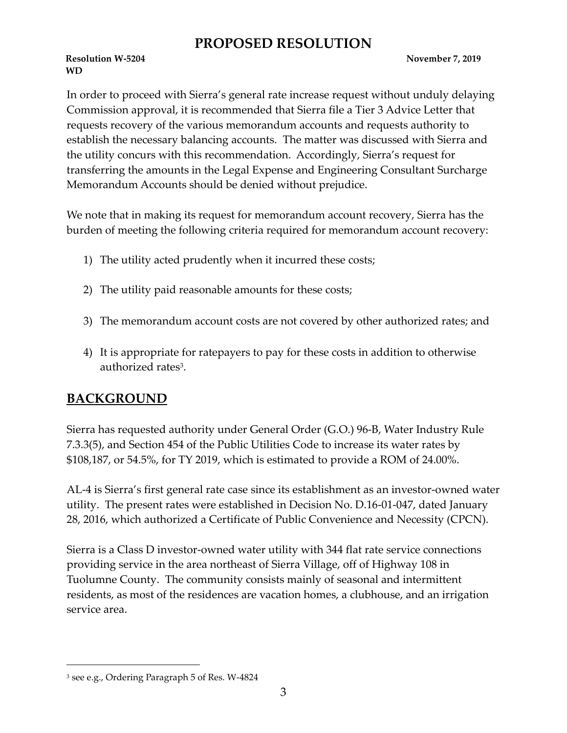In order to proceed with Sierra's general rate increase request without unduly delaying Commission approval, it is recommended that Sierra file a Tier 3 Advice Letter that requests recovery of the various memorandum accounts and requests authority to establish the necessary balancing accounts. The matter was discussed with Sierra and the utility concurs with this recommendation. Accordingly, Sierra's request for transferring the amounts in the Legal Expense and Engineering Consultant Surcharge Memorandum Accounts should be denied without prejudice.

We note that in making its request for memorandum account recovery, Sierra has the burden of meeting the following criteria required for memorandum account recovery:

1) The utility acted prudently when it incurred these costs;

2) The utility paid reasonable amounts for these costs;

3) The memorandum account costs are not covered by other authorized rates; and

4) It is appropriate for ratepayers to pay for these costs in addition to otherwise authorized rates[3].

## BACKGROUND

Sierra has requested authority under General Order (G.O.) 96-B, Water Industry Rule 7.3.3(5), and Section 454 of the Public Utilities Code to increase its water rates by $108,187, or 54.5%, for TY 2019, which is estimated to provide a ROM of 24.00%.

AL-4 is Sierra's first general rate case since its establishment as an investor-owned water utility. The present rates were established in Decision No. D.16-01-047, dated January 28, 2016, which authorized a Certificate of Public Convenience and Necessity (CPCN).

Sierra is a Class D investor-owned water utility with 344 flat rate service connections providing service in the area northeast of Sierra Village, off of Highway 108 in Tuolumne County. The community consists mainly of seasonal and intermittent residents, as most of the residences are vacation homes, a clubhouse, and an irrigation service area.

---

[3] see e.g., Ordering Paragraph 5 of Res. W-4824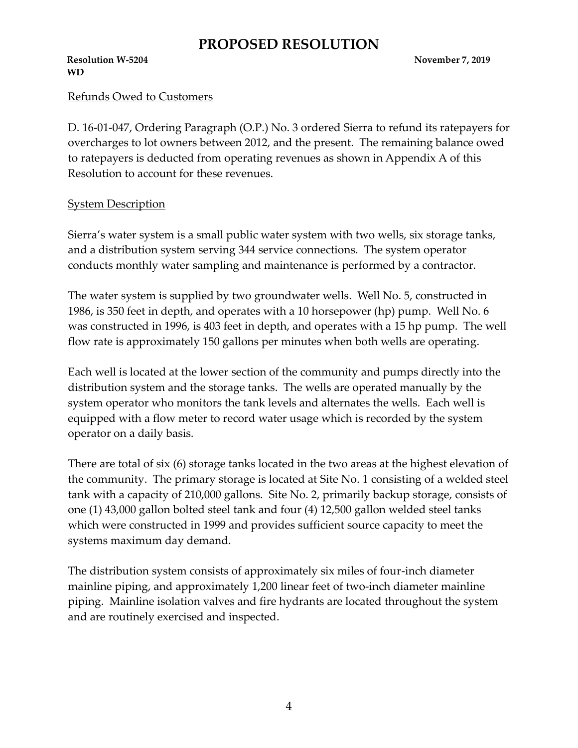Refunds Owed to Customers

D. 16-01-047, Ordering Paragraph (O.P.) No. 3 ordered Sierra to refund its ratepayers for overcharges to lot owners between 2012, and the present. The remaining balance owed to ratepayers is deducted from operating revenues as shown in Appendix A of this Resolution to account for these revenues.

System Description

Sierra's water system is a small public water system with two wells, six storage tanks, and a distribution system serving 344 service connections. The system operator conducts monthly water sampling and maintenance is performed by a contractor.

The water system is supplied by two groundwater wells. Well No. 5, constructed in 1986, is 350 feet in depth, and operates with a 10 horsepower (hp) pump. Well No. 6 was constructed in 1996, is 403 feet in depth, and operates with a 15 hp pump. The well flow rate is approximately 150 gallons per minutes when both wells are operating.

Each well is located at the lower section of the community and pumps directly into the distribution system and the storage tanks. The wells are operated manually by the system operator who monitors the tank levels and alternates the wells. Each well is equipped with a flow meter to record water usage which is recorded by the system operator on a daily basis.

There are total of six (6) storage tanks located in the two areas at the highest elevation of the community. The primary storage is located at Site No. 1 consisting of a welded steel tank with a capacity of 210,000 gallons. Site No. 2, primarily backup storage, consists of one (1) 43,000 gallon bolted steel tank and four (4) 12,500 gallon welded steel tanks which were constructed in 1999 and provides sufficient source capacity to meet the systems maximum day demand.

The distribution system consists of approximately six miles of four-inch diameter mainline piping, and approximately 1,200 linear feet of two-inch diameter mainline piping. Mainline isolation valves and fire hydrants are located throughout the system and are routinely exercised and inspected.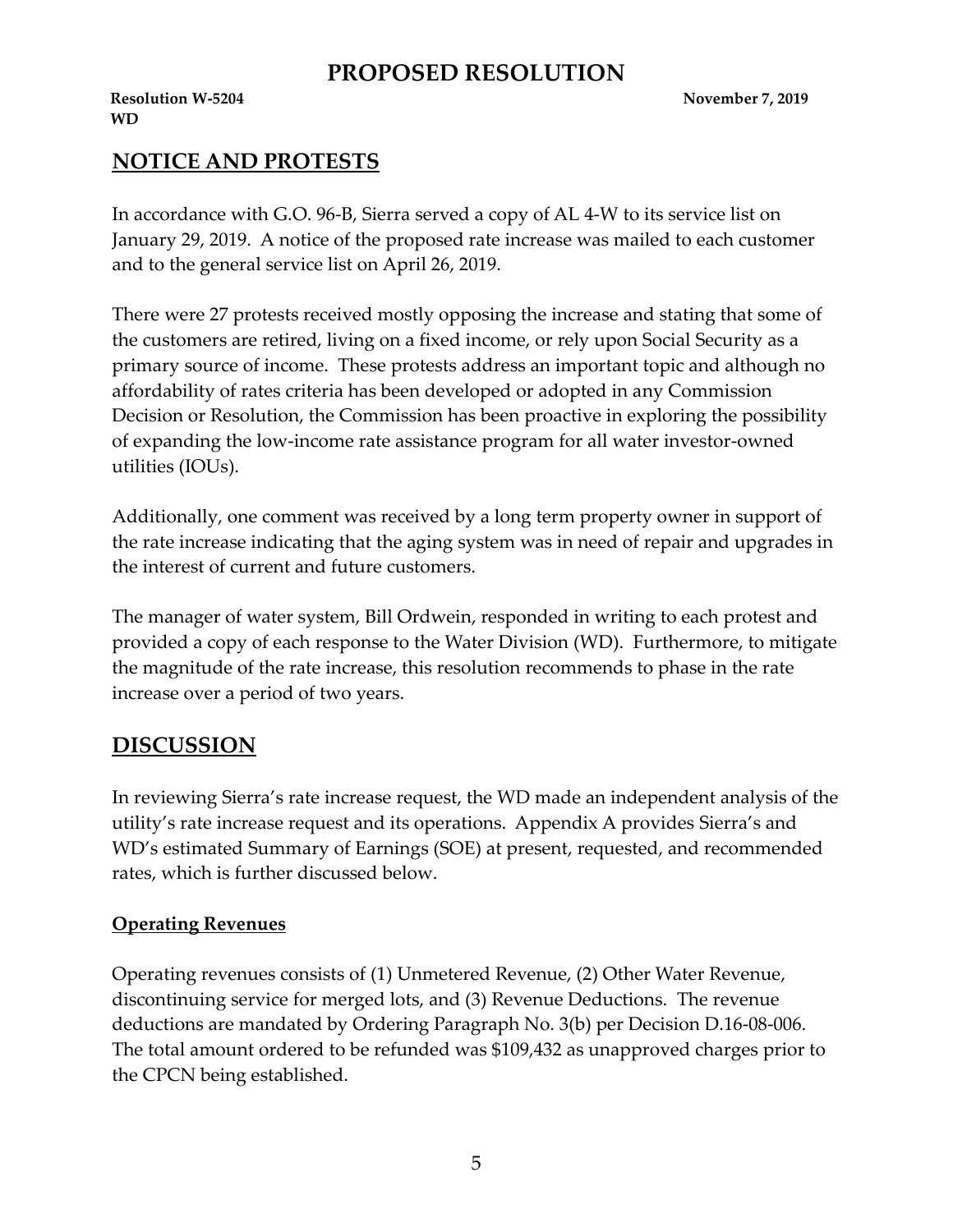## NOTICE AND PROTESTS

In accordance with G.O. 96-B, Sierra served a copy of AL 4-W to its service list on January 29, 2019. A notice of the proposed rate increase was mailed to each customer and to the general service list on April 26, 2019.

There were 27 protests received mostly opposing the increase and stating that some of the customers are retired, living on a fixed income, or rely upon Social Security as a primary source of income. These protests address an important topic and although no affordability of rates criteria has been developed or adopted in any Commission Decision or Resolution, the Commission has been proactive in exploring the possibility of expanding the low-income rate assistance program for all water investor-owned utilities (IOUs).

Additionally, one comment was received by a long term property owner in support of the rate increase indicating that the aging system was in need of repair and upgrades in the interest of current and future customers.

The manager of water system, Bill Ordwein, responded in writing to each protest and provided a copy of each response to the Water Division (WD). Furthermore, to mitigate the magnitude of the rate increase, this resolution recommends to phase in the rate increase over a period of two years.

## DISCUSSION

In reviewing Sierra's rate increase request, the WD made an independent analysis of the utility's rate increase request and its operations. Appendix A provides Sierra's and WD's estimated Summary of Earnings (SOE) at present, requested, and recommended rates, which is further discussed below.

### Operating Revenues

Operating revenues consists of (1) Unmetered Revenue, (2) Other Water Revenue, discontinuing service for merged lots, and (3) Revenue Deductions. The revenue deductions are mandated by Ordering Paragraph No. 3(b) per Decision D.16-08-006. The total amount ordered to be refunded was $109,432 as unapproved charges prior to the CPCN being established.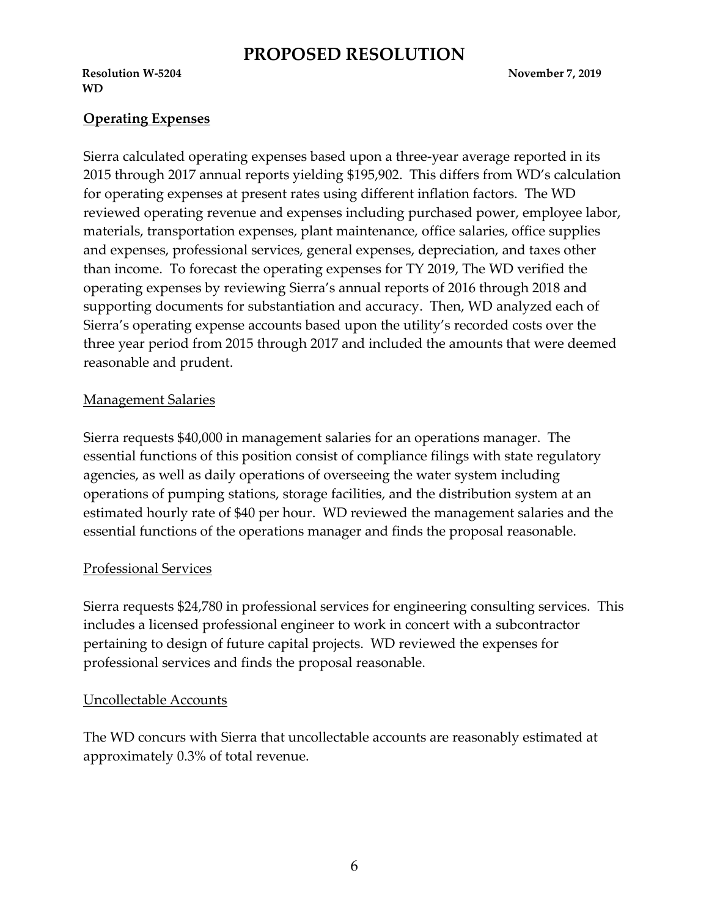## Operating Expenses

Sierra calculated operating expenses based upon a three-year average reported in its 2015 through 2017 annual reports yielding $195,902. This differs from WD's calculation for operating expenses at present rates using different inflation factors. The WD reviewed operating revenue and expenses including purchased power, employee labor, materials, transportation expenses, plant maintenance, office salaries, office supplies and expenses, professional services, general expenses, depreciation, and taxes other than income. To forecast the operating expenses for TY 2019, The WD verified the operating expenses by reviewing Sierra's annual reports of 2016 through 2018 and supporting documents for substantiation and accuracy. Then, WD analyzed each of Sierra's operating expense accounts based upon the utility's recorded costs over the three year period from 2015 through 2017 and included the amounts that were deemed reasonable and prudent.

### Management Salaries

Sierra requests $40,000 in management salaries for an operations manager. The essential functions of this position consist of compliance filings with state regulatory agencies, as well as daily operations of overseeing the water system including operations of pumping stations, storage facilities, and the distribution system at an estimated hourly rate of $40 per hour. WD reviewed the management salaries and the essential functions of the operations manager and finds the proposal reasonable.

### Professional Services

Sierra requests $24,780 in professional services for engineering consulting services. This includes a licensed professional engineer to work in concert with a subcontractor pertaining to design of future capital projects. WD reviewed the expenses for professional services and finds the proposal reasonable.

### Uncollectable Accounts

The WD concurs with Sierra that uncollectable accounts are reasonably estimated at approximately 0.3% of total revenue.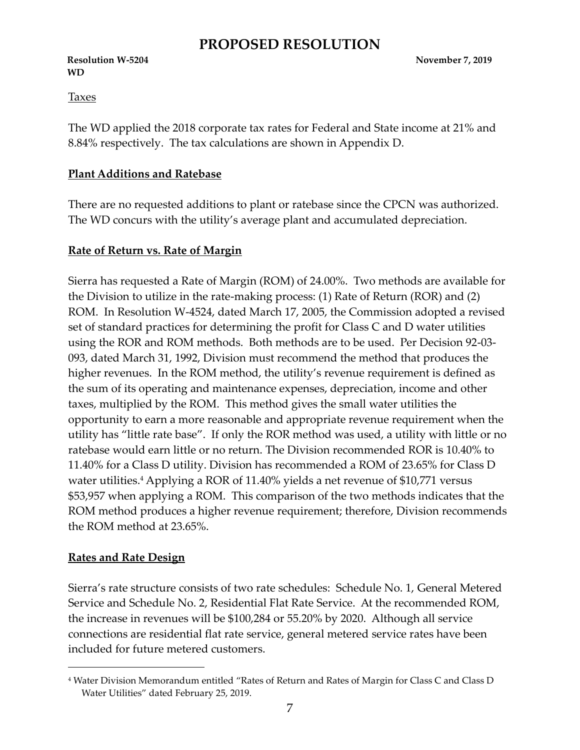Taxes

The WD applied the 2018 corporate tax rates for Federal and State income at 21% and 8.84% respectively. The tax calculations are shown in Appendix D.

## Plant Additions and Ratebase

There are no requested additions to plant or ratebase since the CPCN was authorized. The WD concurs with the utility's average plant and accumulated depreciation.

## Rate of Return vs. Rate of Margin

Sierra has requested a Rate of Margin (ROM) of 24.00%. Two methods are available for the Division to utilize in the rate-making process: (1) Rate of Return (ROR) and (2) ROM. In Resolution W-4524, dated March 17, 2005, the Commission adopted a revised set of standard practices for determining the profit for Class C and D water utilities using the ROR and ROM methods. Both methods are to be used. Per Decision 92-03-093, dated March 31, 1992, Division must recommend the method that produces the higher revenues. In the ROM method, the utility's revenue requirement is defined as the sum of its operating and maintenance expenses, depreciation, income and other taxes, multiplied by the ROM. This method gives the small water utilities the opportunity to earn a more reasonable and appropriate revenue requirement when the utility has "little rate base". If only the ROR method was used, a utility with little or no ratebase would earn little or no return. The Division recommended ROR is 10.40% to 11.40% for a Class D utility. Division has recommended a ROM of 23.65% for Class D water utilities.[4] Applying a ROR of 11.40% yields a net revenue of $10,771 versus $53,957 when applying a ROM. This comparison of the two methods indicates that the ROM method produces a higher revenue requirement; therefore, Division recommends the ROM method at 23.65%.

## Rates and Rate Design

Sierra's rate structure consists of two rate schedules: Schedule No. 1, General Metered Service and Schedule No. 2, Residential Flat Rate Service. At the recommended ROM, the increase in revenues will be $100,284 or 55.20% by 2020. Although all service connections are residential flat rate service, general metered service rates have been included for future metered customers.

---

[4] Water Division Memorandum entitled "Rates of Return and Rates of Margin for Class C and Class D Water Utilities" dated February 25, 2019.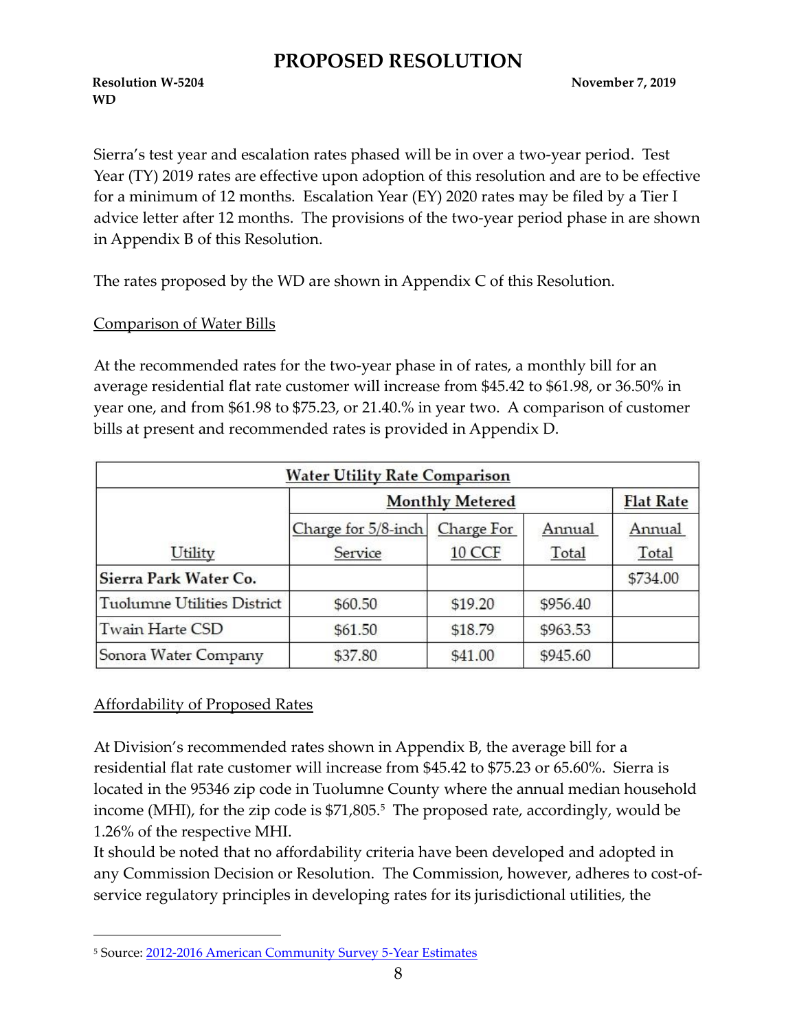Sierra's test year and escalation rates phased will be in over a two-year period. Test Year (TY) 2019 rates are effective upon adoption of this resolution and are to be effective for a minimum of 12 months. Escalation Year (EY) 2020 rates may be filed by a Tier I advice letter after 12 months. The provisions of the two-year period phase in are shown in Appendix B of this Resolution.

The rates proposed by the WD are shown in Appendix C of this Resolution.

Comparison of Water Bills

At the recommended rates for the two-year phase in of rates, a monthly bill for an average residential flat rate customer will increase from $45.42 to $61.98, or 36.50% in year one, and from $61.98 to $75.23, or 21.40.% in year two. A comparison of customer bills at present and recommended rates is provided in Appendix D.

| Water Utility Rate Comparison | | | | |
|---|---|---|---|---|
| | Monthly Metered | | | Flat Rate |
| Utility | Charge for 5/8-inch Service | Charge For 10 CCF | Annual Total | Annual Total |
| **Sierra Park Water Co.** | | | | $734.00 |
| Tuolumne Utilities District | $60.50 | $19.20 | $956.40 | |
| Twain Harte CSD | $61.50 | $18.79 | $963.53 | |
| Sonora Water Company | $37.80 | $41.00 | $945.60 | |

Affordability of Proposed Rates

At Division's recommended rates shown in Appendix B, the average bill for a residential flat rate customer will increase from $45.42 to $75.23 or 65.60%. Sierra is located in the 95346 zip code in Tuolumne County where the annual median household income (MHI), for the zip code is $71,805.[5] The proposed rate, accordingly, would be 1.26% of the respective MHI.
It should be noted that no affordability criteria have been developed and adopted in any Commission Decision or Resolution. The Commission, however, adheres to cost-of-service regulatory principles in developing rates for its jurisdictional utilities, the

[5] Source: 2012-2016 American Community Survey 5-Year Estimates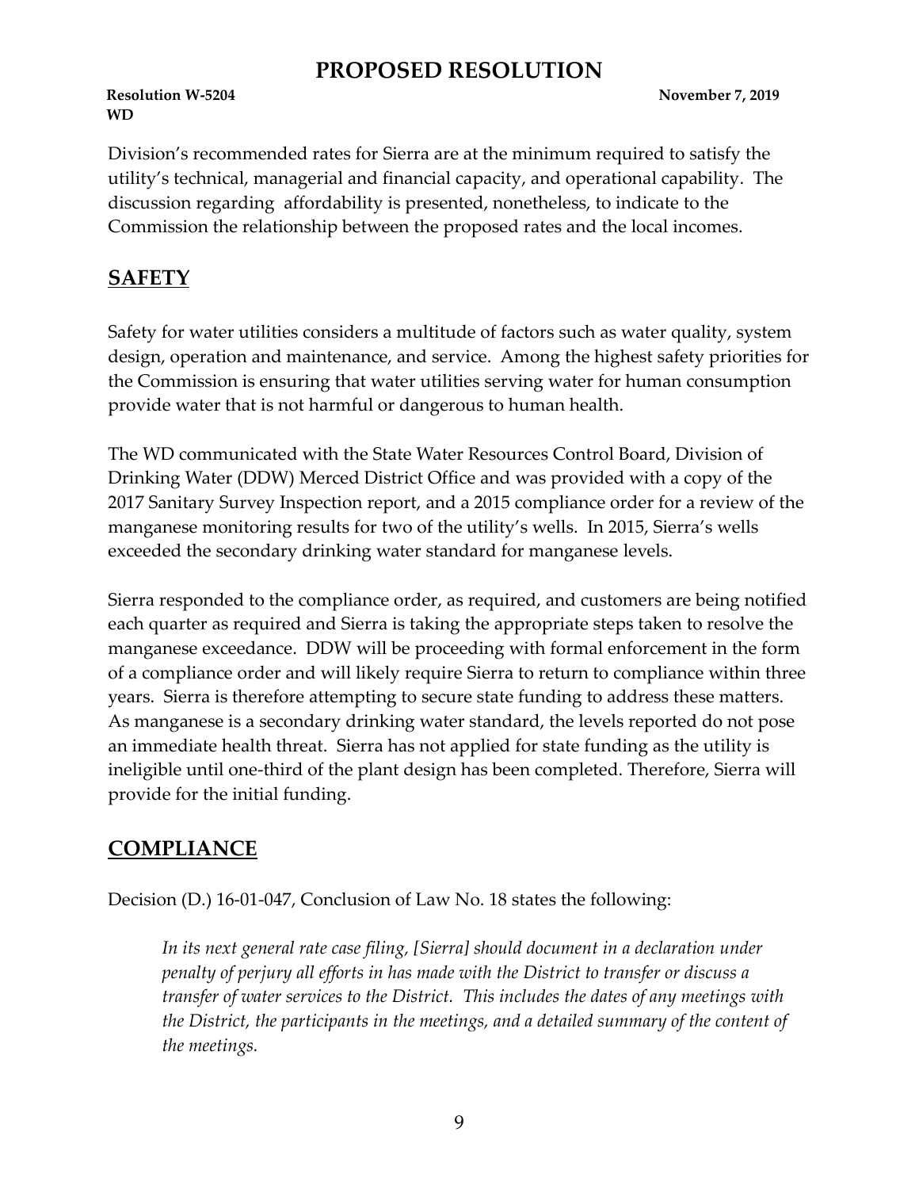Division's recommended rates for Sierra are at the minimum required to satisfy the utility's technical, managerial and financial capacity, and operational capability. The discussion regarding affordability is presented, nonetheless, to indicate to the Commission the relationship between the proposed rates and the local incomes.

## SAFETY

Safety for water utilities considers a multitude of factors such as water quality, system design, operation and maintenance, and service. Among the highest safety priorities for the Commission is ensuring that water utilities serving water for human consumption provide water that is not harmful or dangerous to human health.

The WD communicated with the State Water Resources Control Board, Division of Drinking Water (DDW) Merced District Office and was provided with a copy of the 2017 Sanitary Survey Inspection report, and a 2015 compliance order for a review of the manganese monitoring results for two of the utility's wells. In 2015, Sierra's wells exceeded the secondary drinking water standard for manganese levels.

Sierra responded to the compliance order, as required, and customers are being notified each quarter as required and Sierra is taking the appropriate steps taken to resolve the manganese exceedance. DDW will be proceeding with formal enforcement in the form of a compliance order and will likely require Sierra to return to compliance within three years. Sierra is therefore attempting to secure state funding to address these matters. As manganese is a secondary drinking water standard, the levels reported do not pose an immediate health threat. Sierra has not applied for state funding as the utility is ineligible until one-third of the plant design has been completed. Therefore, Sierra will provide for the initial funding.

## COMPLIANCE

Decision (D.) 16-01-047, Conclusion of Law No. 18 states the following:

> *In its next general rate case filing, [Sierra] should document in a declaration under penalty of perjury all efforts in has made with the District to transfer or discuss a transfer of water services to the District. This includes the dates of any meetings with the District, the participants in the meetings, and a detailed summary of the content of the meetings.*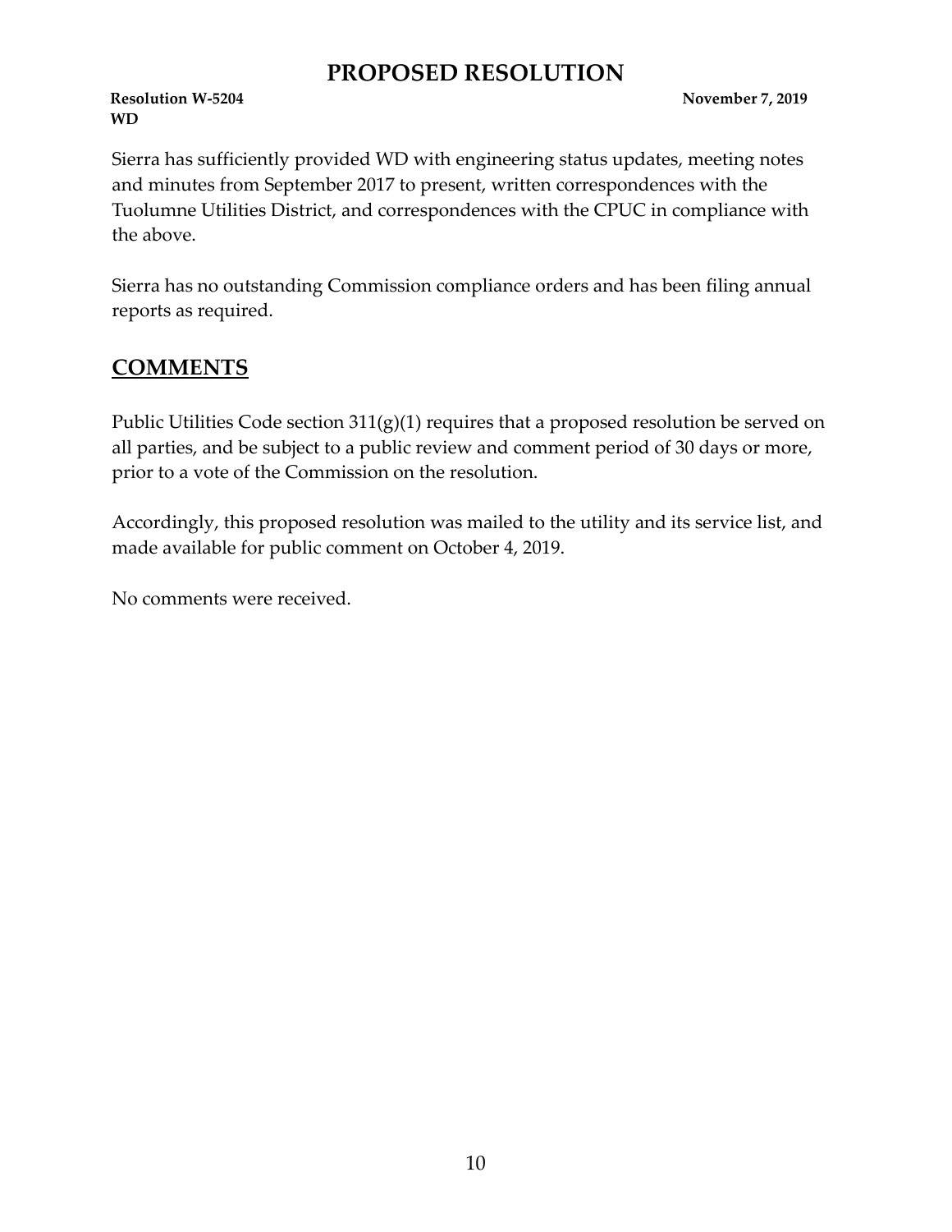Sierra has sufficiently provided WD with engineering status updates, meeting notes and minutes from September 2017 to present, written correspondences with the Tuolumne Utilities District, and correspondences with the CPUC in compliance with the above.

Sierra has no outstanding Commission compliance orders and has been filing annual reports as required.

## COMMENTS

Public Utilities Code section 311(g)(1) requires that a proposed resolution be served on all parties, and be subject to a public review and comment period of 30 days or more, prior to a vote of the Commission on the resolution.

Accordingly, this proposed resolution was mailed to the utility and its service list, and made available for public comment on October 4, 2019.

No comments were received.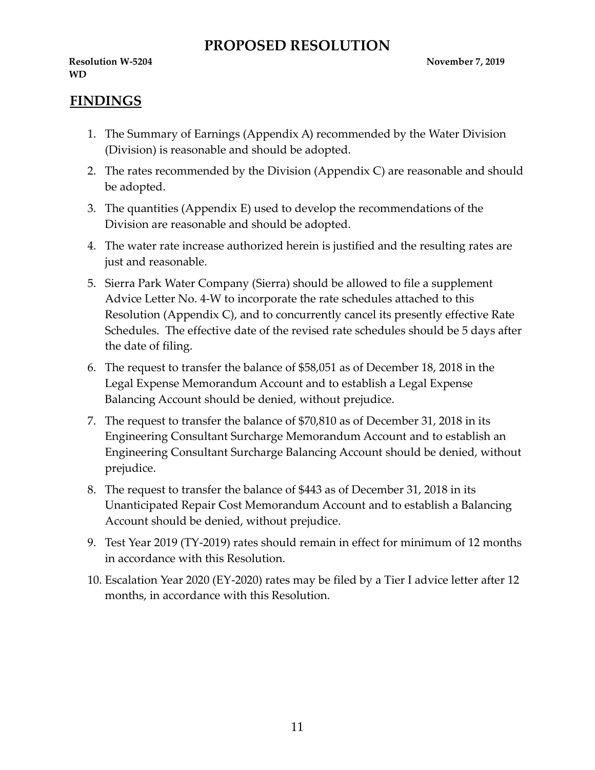# PROPOSED RESOLUTION

**Resolution W-5204** **November 7, 2019**
**WD**

## FINDINGS

1. The Summary of Earnings (Appendix A) recommended by the Water Division (Division) is reasonable and should be adopted.
2. The rates recommended by the Division (Appendix C) are reasonable and should be adopted.
3. The quantities (Appendix E) used to develop the recommendations of the Division are reasonable and should be adopted.
4. The water rate increase authorized herein is justified and the resulting rates are just and reasonable.
5. Sierra Park Water Company (Sierra) should be allowed to file a supplement Advice Letter No. 4-W to incorporate the rate schedules attached to this Resolution (Appendix C), and to concurrently cancel its presently effective Rate Schedules. The effective date of the revised rate schedules should be 5 days after the date of filing.
6. The request to transfer the balance of $58,051 as of December 18, 2018 in the Legal Expense Memorandum Account and to establish a Legal Expense Balancing Account should be denied, without prejudice.
7. The request to transfer the balance of $70,810 as of December 31, 2018 in its Engineering Consultant Surcharge Memorandum Account and to establish an Engineering Consultant Surcharge Balancing Account should be denied, without prejudice.
8. The request to transfer the balance of $443 as of December 31, 2018 in its Unanticipated Repair Cost Memorandum Account and to establish a Balancing Account should be denied, without prejudice.
9. Test Year 2019 (TY-2019) rates should remain in effect for minimum of 12 months in accordance with this Resolution.
10. Escalation Year 2020 (EY-2020) rates may be filed by a Tier I advice letter after 12 months, in accordance with this Resolution.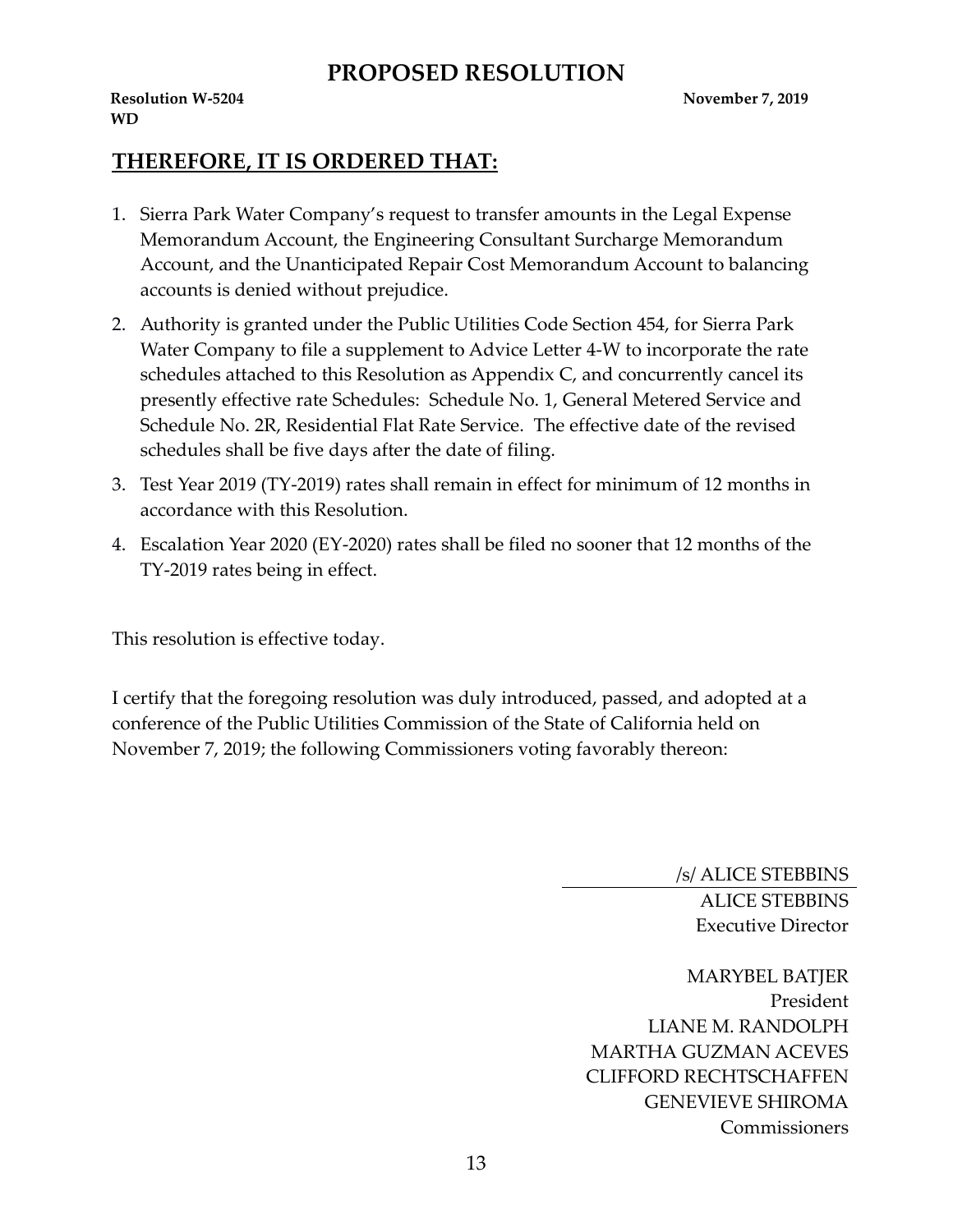## THEREFORE, IT IS ORDERED THAT:

1. Sierra Park Water Company's request to transfer amounts in the Legal Expense Memorandum Account, the Engineering Consultant Surcharge Memorandum Account, and the Unanticipated Repair Cost Memorandum Account to balancing accounts is denied without prejudice.
2. Authority is granted under the Public Utilities Code Section 454, for Sierra Park Water Company to file a supplement to Advice Letter 4-W to incorporate the rate schedules attached to this Resolution as Appendix C, and concurrently cancel its presently effective rate Schedules: Schedule No. 1, General Metered Service and Schedule No. 2R, Residential Flat Rate Service. The effective date of the revised schedules shall be five days after the date of filing.
3. Test Year 2019 (TY-2019) rates shall remain in effect for minimum of 12 months in accordance with this Resolution.
4. Escalation Year 2020 (EY-2020) rates shall be filed no sooner that 12 months of the TY-2019 rates being in effect.

This resolution is effective today.

I certify that the foregoing resolution was duly introduced, passed, and adopted at a conference of the Public Utilities Commission of the State of California held on November 7, 2019; the following Commissioners voting favorably thereon:

/s/ ALICE STEBBINS
ALICE STEBBINS
Executive Director

MARYBEL BATJER
President
LIANE M. RANDOLPH
MARTHA GUZMAN ACEVES
CLIFFORD RECHTSCHAFFEN
GENEVIEVE SHIROMA
Commissioners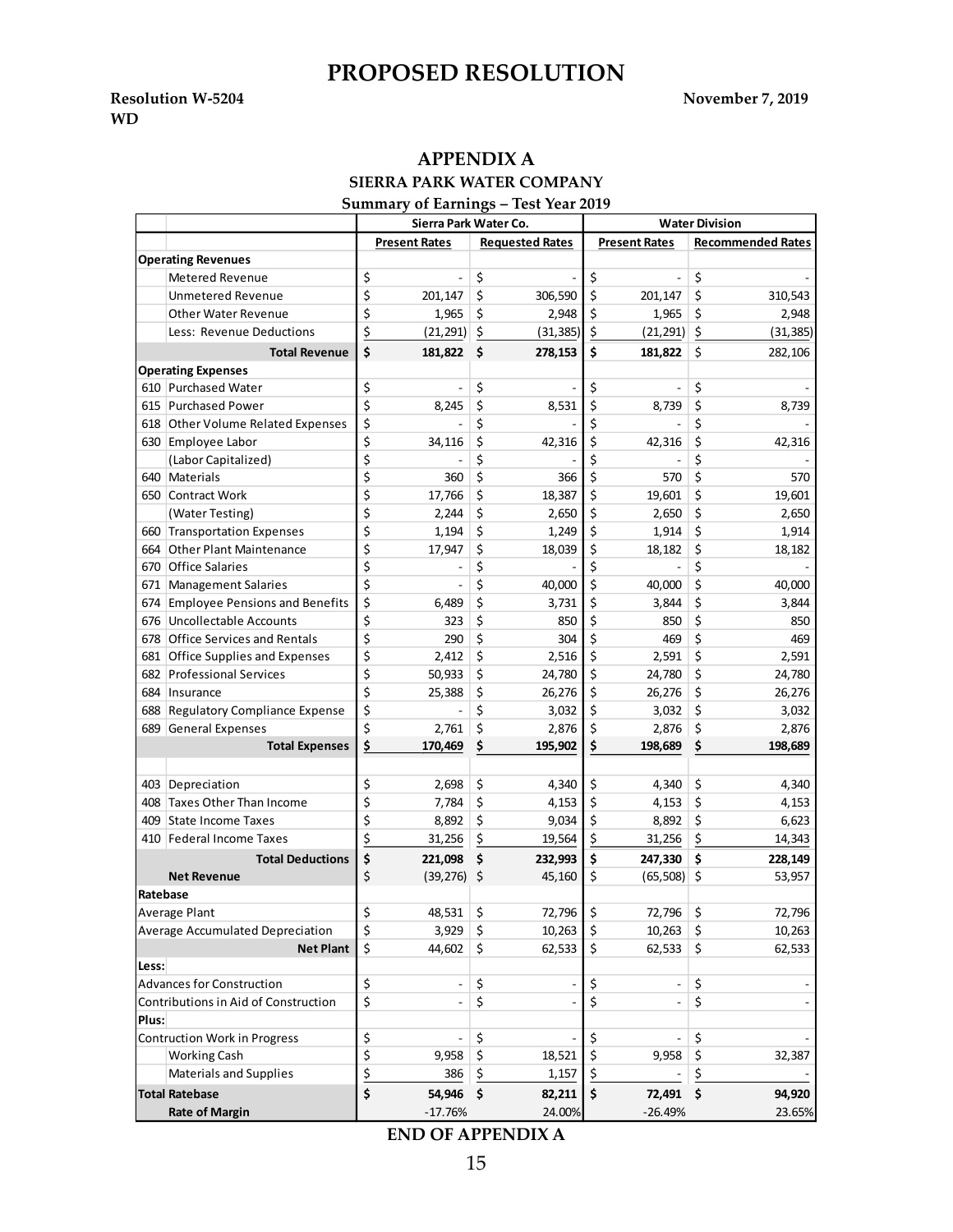# PROPOSED RESOLUTION

**Resolution W-5204** **November 7, 2019**
**WD**

## APPENDIX A

### SIERRA PARK WATER COMPANY

### Summary of Earnings – Test Year 2019

| | | Sierra Park Water Co. | | Water Division | |
|---|---|---|---|---|---|
| | | Present Rates | Requested Rates | Present Rates | Recommended Rates |
| **Operating Revenues** | | | | | |
| | Metered Revenue | $ - | $ - | $ - | $ - |
| | Unmetered Revenue | $ 201,147 | $ 306,590 | $ 201,147 | $ 310,543 |
| | Other Water Revenue | $ 1,965 | $ 2,948 | $ 1,965 | $ 2,948 |
| | Less: Revenue Deductions | $ (21,291) | $ (31,385) | $ (21,291) | $ (31,385) |
| | **Total Revenue** | **$ 181,822** | **$ 278,153** | **$ 181,822** | $ 282,106 |
| **Operating Expenses** | | | | | |
| 610 | Purchased Water | $ - | $ - | $ - | $ - |
| 615 | Purchased Power | $ 8,245 | $ 8,531 | $ 8,739 | $ 8,739 |
| 618 | Other Volume Related Expenses | $ - | $ - | $ - | $ - |
| 630 | Employee Labor | $ 34,116 | $ 42,316 | $ 42,316 | $ 42,316 |
| | (Labor Capitalized) | $ - | $ - | $ - | $ - |
| 640 | Materials | $ 360 | $ 366 | $ 570 | $ 570 |
| 650 | Contract Work | $ 17,766 | $ 18,387 | $ 19,601 | $ 19,601 |
| | (Water Testing) | $ 2,244 | $ 2,650 | $ 2,650 | $ 2,650 |
| 660 | Transportation Expenses | $ 1,194 | $ 1,249 | $ 1,914 | $ 1,914 |
| 664 | Other Plant Maintenance | $ 17,947 | $ 18,039 | $ 18,182 | $ 18,182 |
| 670 | Office Salaries | $ - | $ - | $ - | $ - |
| 671 | Management Salaries | $ - | $ 40,000 | $ 40,000 | $ 40,000 |
| 674 | Employee Pensions and Benefits | $ 6,489 | $ 3,731 | $ 3,844 | $ 3,844 |
| 676 | Uncollectable Accounts | $ 323 | $ 850 | $ 850 | $ 850 |
| 678 | Office Services and Rentals | $ 290 | $ 304 | $ 469 | $ 469 |
| 681 | Office Supplies and Expenses | $ 2,412 | $ 2,516 | $ 2,591 | $ 2,591 |
| 682 | Professional Services | $ 50,933 | $ 24,780 | $ 24,780 | $ 24,780 |
| 684 | Insurance | $ 25,388 | $ 26,276 | $ 26,276 | $ 26,276 |
| 688 | Regulatory Compliance Expense | $ - | $ 3,032 | $ 3,032 | $ 3,032 |
| 689 | General Expenses | $ 2,761 | $ 2,876 | $ 2,876 | $ 2,876 |
| | **Total Expenses** | **$ 170,469** | **$ 195,902** | **$ 198,689** | **$ 198,689** |
| | | | | | |
| 403 | Depreciation | $ 2,698 | $ 4,340 | $ 4,340 | $ 4,340 |
| 408 | Taxes Other Than Income | $ 7,784 | $ 4,153 | $ 4,153 | $ 4,153 |
| 409 | State Income Taxes | $ 8,892 | $ 9,034 | $ 8,892 | $ 6,623 |
| 410 | Federal Income Taxes | $ 31,256 | $ 19,564 | $ 31,256 | $ 14,343 |
| | **Total Deductions** | **$ 221,098** | **$ 232,993** | **$ 247,330** | **$ 228,149** |
| | **Net Revenue** | $ (39,276) | $ 45,160 | $ (65,508) | $ 53,957 |
| **Ratebase** | | | | | |
| Average Plant | | $ 48,531 | $ 72,796 | $ 72,796 | $ 72,796 |
| Average Accumulated Depreciation | | $ 3,929 | $ 10,263 | $ 10,263 | $ 10,263 |
| | **Net Plant** | $ 44,602 | $ 62,533 | $ 62,533 | $ 62,533 |
| **Less:** | | | | | |
| Advances for Construction | | $ - | $ - | $ - | $ - |
| Contributions in Aid of Construction | | $ - | $ - | $ - | $ - |
| **Plus:** | | | | | |
| Contruction Work in Progress | | $ - | $ - | $ - | $ - |
| | Working Cash | $ 9,958 | $ 18,521 | $ 9,958 | $ 32,387 |
| | Materials and Supplies | $ 386 | $ 1,157 | $ - | $ - |
| **Total Ratebase** | | **$ 54,946** | **$ 82,211** | **$ 72,491** | **$ 94,920** |
| | **Rate of Margin** | -17.76% | 24.00% | -26.49% | 23.65% |

**END OF APPENDIX A**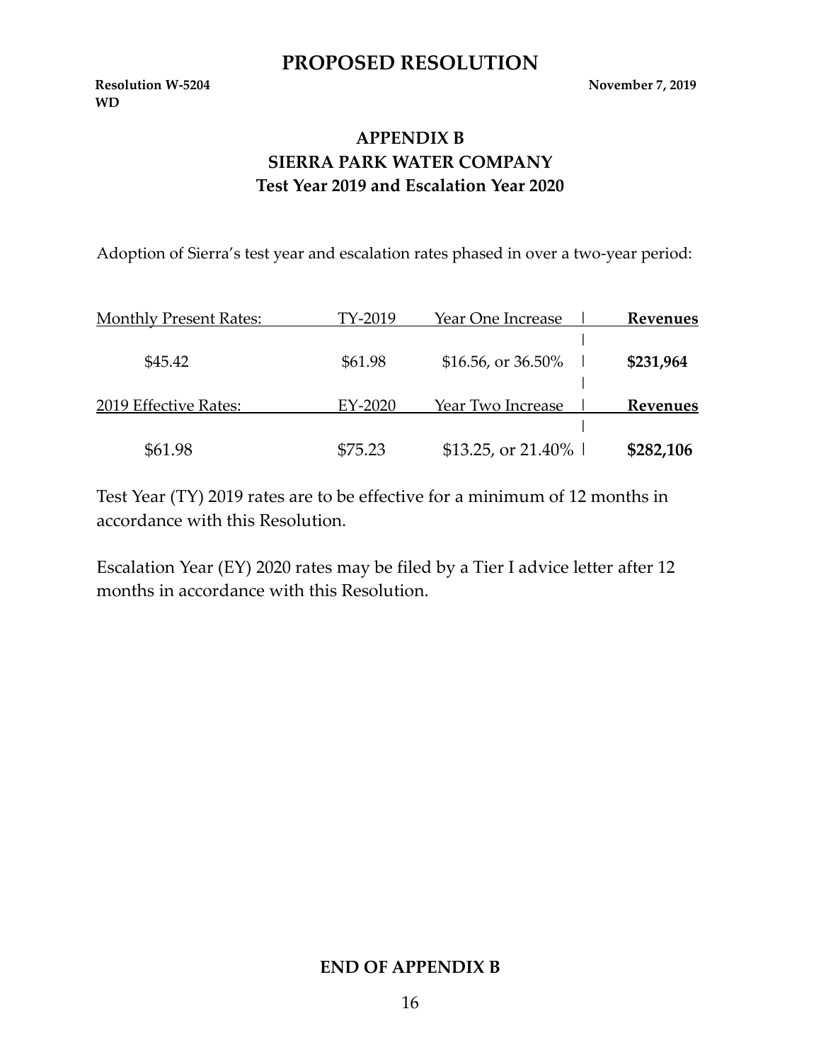# PROPOSED RESOLUTION

**Resolution W-5204** **November 7, 2019**
**WD**

## APPENDIX B
## SIERRA PARK WATER COMPANY
### Test Year 2019 and Escalation Year 2020

Adoption of Sierra's test year and escalation rates phased in over a two-year period:

| Monthly Present Rates: | TY-2019 | Year One Increase | **Revenues** |
|---|---|---|---|
| $45.42 | $61.98 | $16.56, or 36.50% | **$231,964** |

| 2019 Effective Rates: | EY-2020 | Year Two Increase | **Revenues** |
|---|---|---|---|
| $61.98 | $75.23 | $13.25, or 21.40% | **$282,106** |

Test Year (TY) 2019 rates are to be effective for a minimum of 12 months in accordance with this Resolution.

Escalation Year (EY) 2020 rates may be filed by a Tier I advice letter after 12 months in accordance with this Resolution.

**END OF APPENDIX B**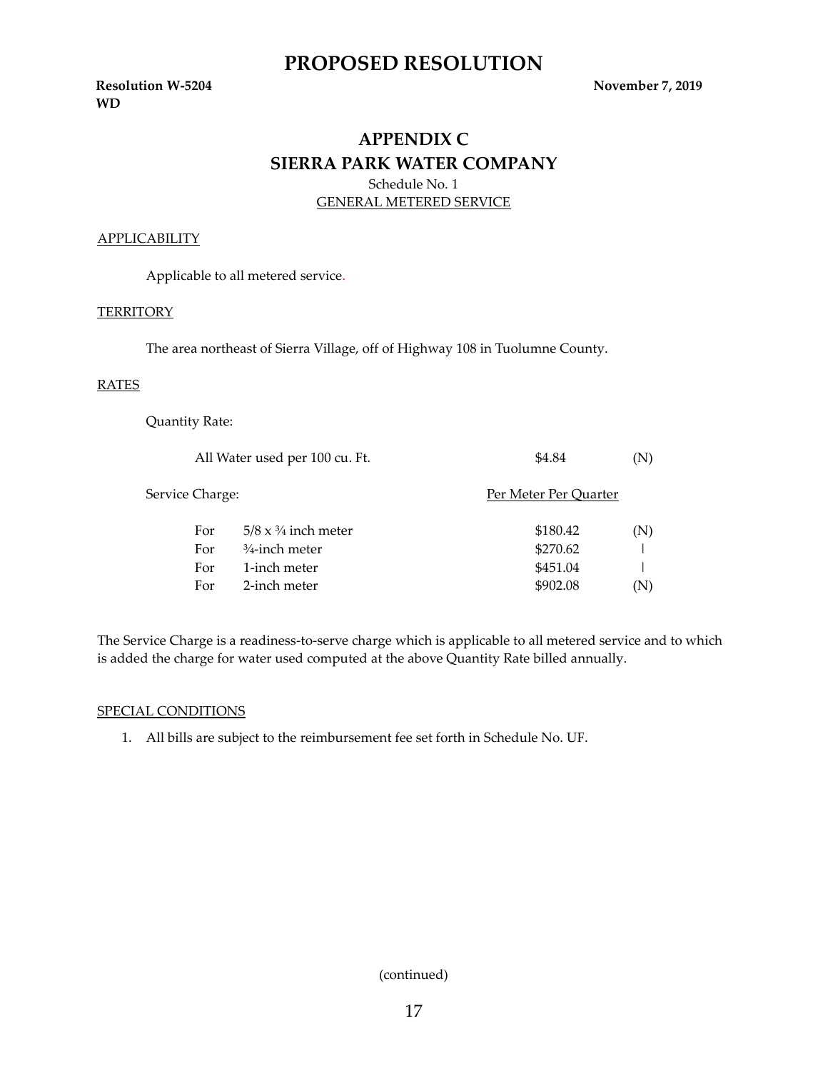# PROPOSED RESOLUTION

**Resolution W-5204**
**WD**

**November 7, 2019**

## APPENDIX C
## SIERRA PARK WATER COMPANY

Schedule No. 1
GENERAL METERED SERVICE

APPLICABILITY

Applicable to all metered service.

TERRITORY

The area northeast of Sierra Village, off of Highway 108 in Tuolumne County.

RATES

Quantity Rate:

| | | | |
|---|---|---|---|
| All Water used per 100 cu. Ft. | | $4.84 | (N) |

Service Charge:

| | | Per Meter Per Quarter | |
|---|---|---|---|
| For | 5/8 x ¾ inch meter | $180.42 | (N) |
| For | ¾-inch meter | $270.62 | \| |
| For | 1-inch meter | $451.04 | \| |
| For | 2-inch meter | $902.08 | (N) |

The Service Charge is a readiness-to-serve charge which is applicable to all metered service and to which is added the charge for water used computed at the above Quantity Rate billed annually.

SPECIAL CONDITIONS

1. All bills are subject to the reimbursement fee set forth in Schedule No. UF.

(continued)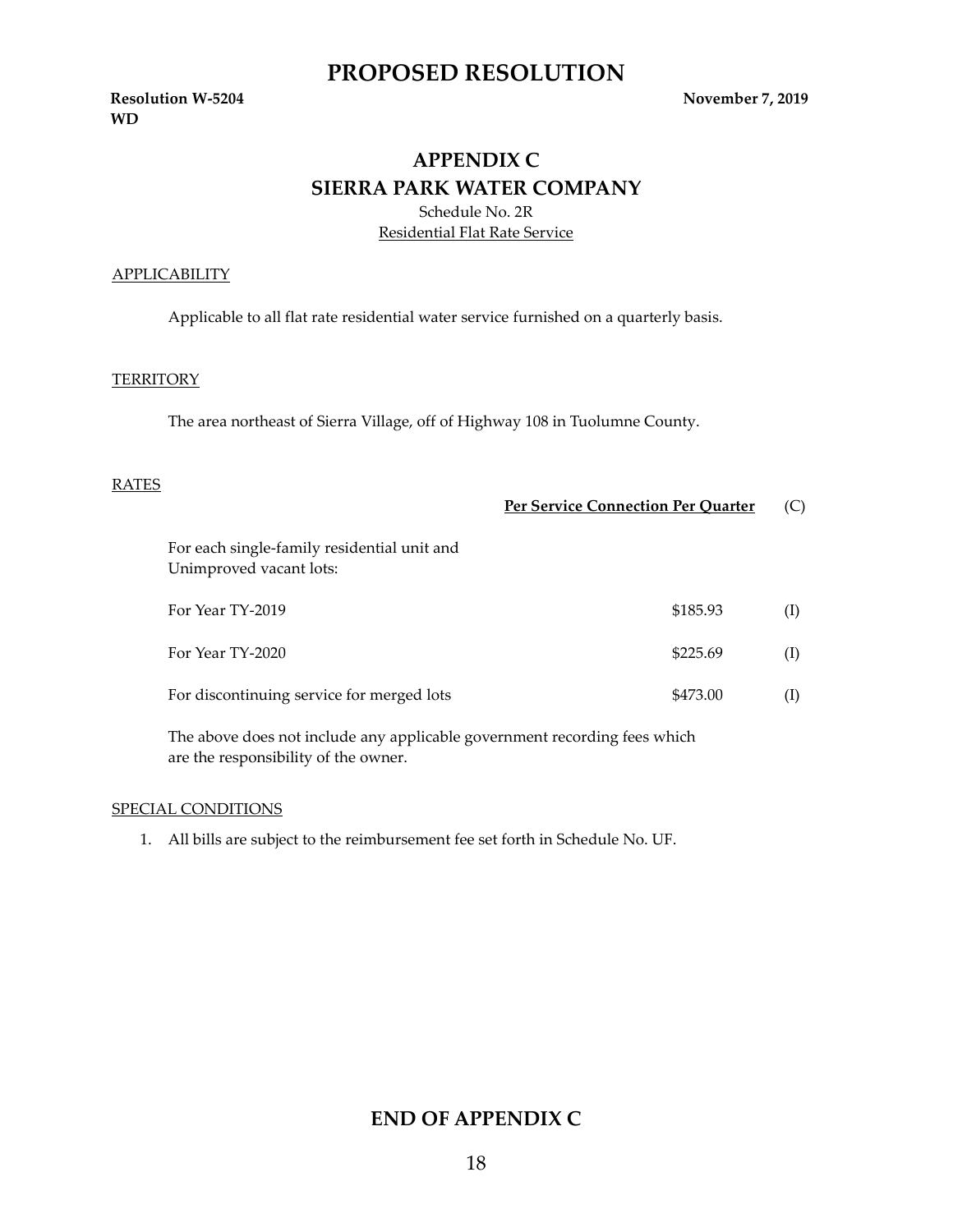# PROPOSED RESOLUTION

**Resolution W-5204**
**WD**

**November 7, 2019**

## APPENDIX C
## SIERRA PARK WATER COMPANY

Schedule No. 2R
Residential Flat Rate Service

APPLICABILITY

Applicable to all flat rate residential water service furnished on a quarterly basis.

TERRITORY

The area northeast of Sierra Village, off of Highway 108 in Tuolumne County.

RATES

| | **Per Service Connection Per Quarter** | (C) |
|---|---|---|
| For each single-family residential unit and Unimproved vacant lots: | | |
| For Year TY-2019 | $185.93 | (I) |
| For Year TY-2020 | $225.69 | (I) |
| For discontinuing service for merged lots | $473.00 | (I) |

The above does not include any applicable government recording fees which are the responsibility of the owner.

SPECIAL CONDITIONS

1. All bills are subject to the reimbursement fee set forth in Schedule No. UF.

## END OF APPENDIX C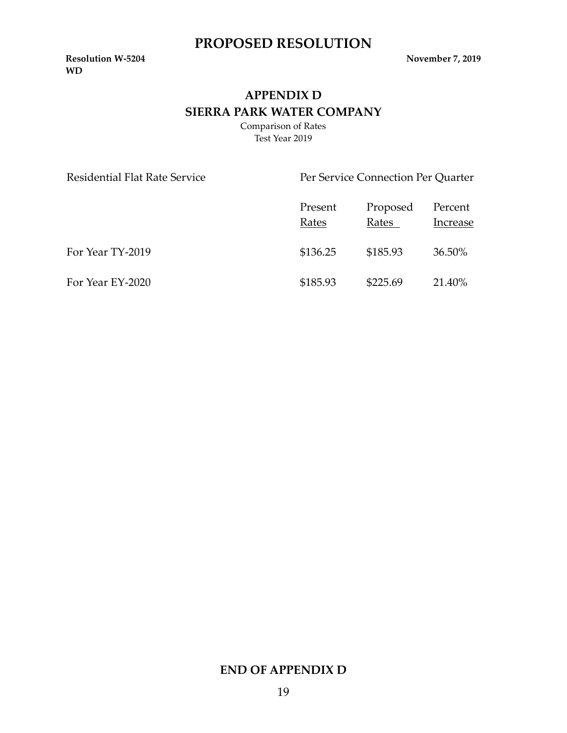# PROPOSED RESOLUTION

**Resolution W-5204** **November 7, 2019**
**WD**

## APPENDIX D
## SIERRA PARK WATER COMPANY

Comparison of Rates
Test Year 2019

| Residential Flat Rate Service | Per Service Connection Per Quarter | | |
|---|---|---|---|
| | Present Rates | Proposed Rates | Percent Increase |
| For Year TY-2019 | $136.25 | $185.93 | 36.50% |
| For Year EY-2020 | $185.93 | $225.69 | 21.40% |

**END OF APPENDIX D**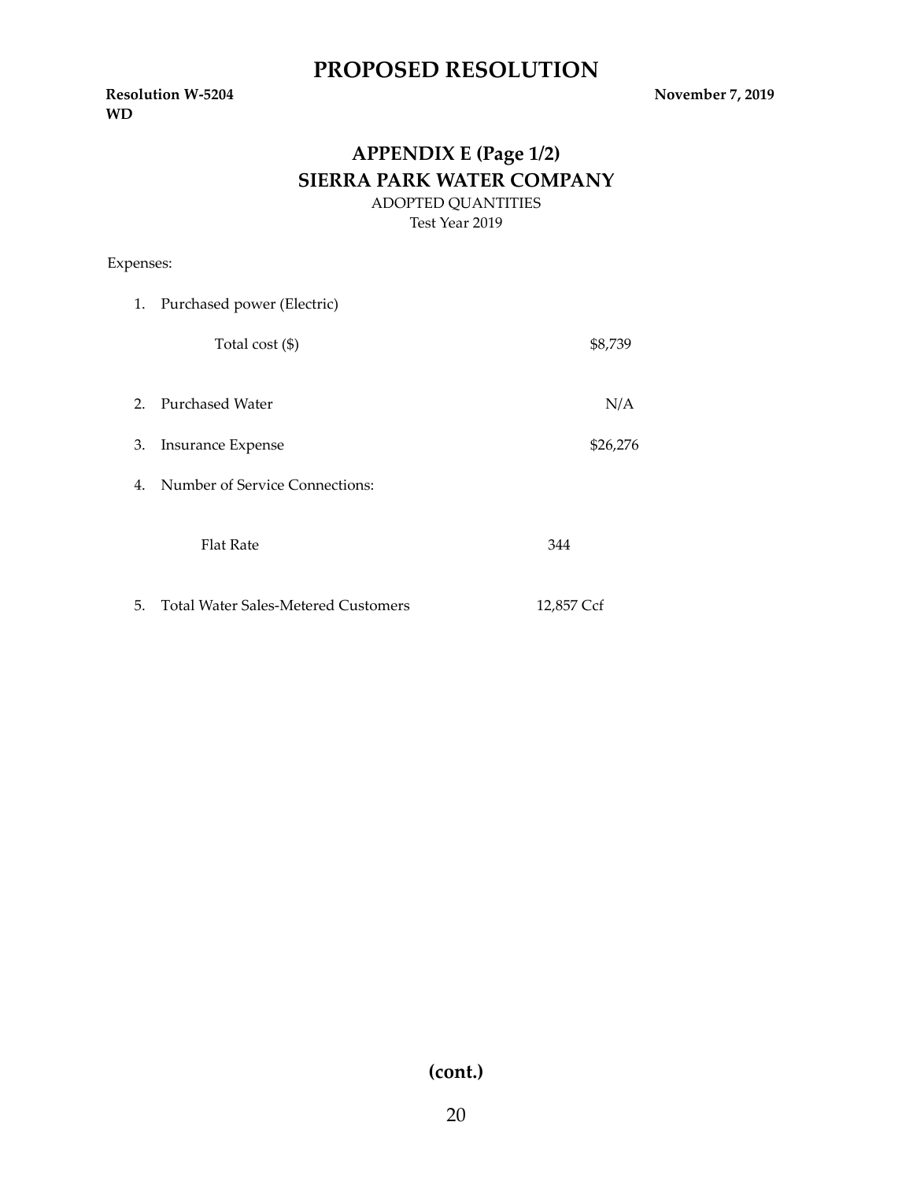# PROPOSED RESOLUTION

**Resolution W-5204** **November 7, 2019**
**WD**

## APPENDIX E (Page 1/2)
## SIERRA PARK WATER COMPANY

ADOPTED QUANTITIES
Test Year 2019

Expenses:

1. Purchased power (Electric)

   Total cost ($) $8,739

2. Purchased Water N/A

3. Insurance Expense $26,276

4. Number of Service Connections:

   Flat Rate 344

5. Total Water Sales-Metered Customers 12,857 Ccf

**(cont.)**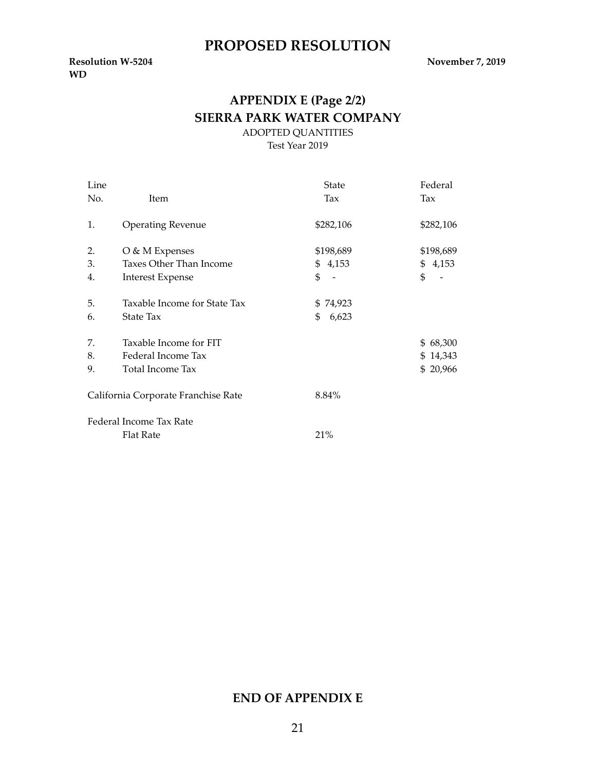# PROPOSED RESOLUTION

**Resolution W-5204** **November 7, 2019**
**WD**

## APPENDIX E (Page 2/2)
## SIERRA PARK WATER COMPANY

ADOPTED QUANTITIES
Test Year 2019

| Line No. | Item | State Tax | Federal Tax |
|---|---|---|---|
| 1. | Operating Revenue | $282,106 | $282,106 |
| 2. | O & M Expenses | $198,689 | $198,689 |
| 3. | Taxes Other Than Income | $ 4,153 | $ 4,153 |
| 4. | Interest Expense | $ - | $ - |
| 5. | Taxable Income for State Tax | $ 74,923 | |
| 6. | State Tax | $ 6,623 | |
| 7. | Taxable Income for FIT | | $ 68,300 |
| 8. | Federal Income Tax | | $ 14,343 |
| 9. | Total Income Tax | | $ 20,966 |

| | |
|---|---|
| California Corporate Franchise Rate | 8.84% |
| Federal Income Tax Rate | |
| Flat Rate | 21% |

**END OF APPENDIX E**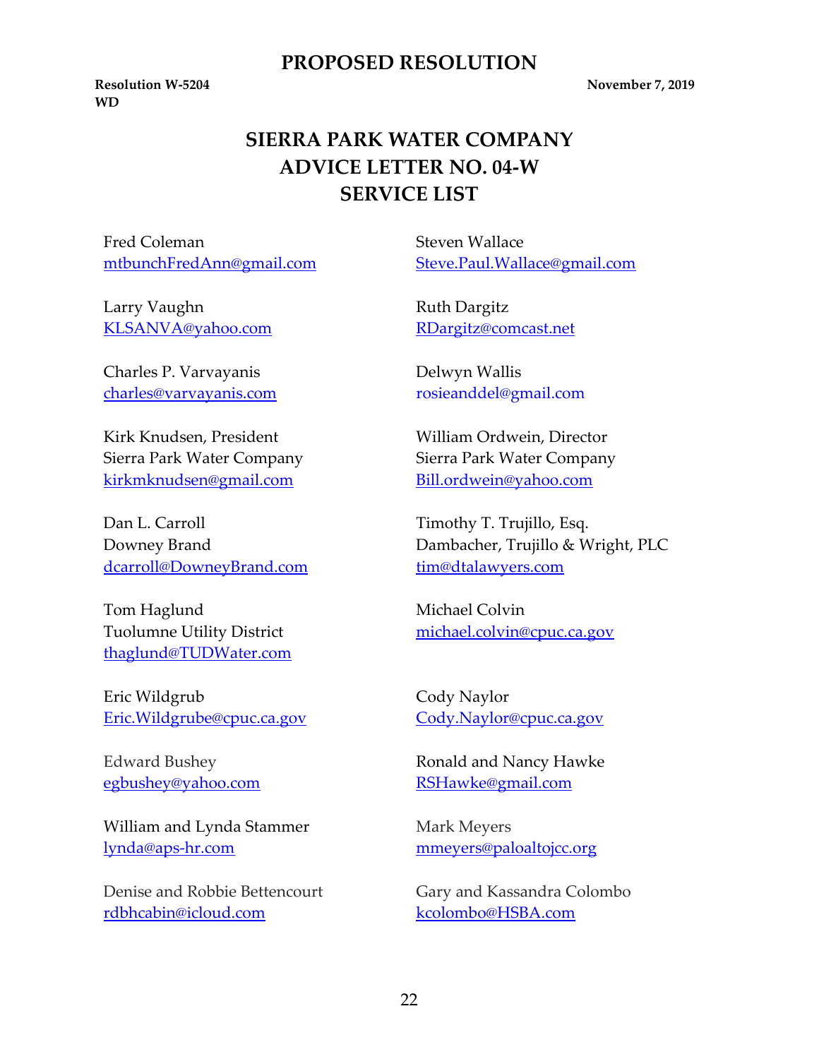# PROPOSED RESOLUTION

**Resolution W-5204** **November 7, 2019**
**WD**

## SIERRA PARK WATER COMPANY
## ADVICE LETTER NO. 04-W
## SERVICE LIST

Fred Coleman
mtbunchFredAnn@gmail.com

Steven Wallace
Steve.Paul.Wallace@gmail.com

Larry Vaughn
KLSANVA@yahoo.com

Ruth Dargitz
RDargitz@comcast.net

Charles P. Varvayanis
charles@varvayanis.com

Delwyn Wallis
rosieanddel@gmail.com

Kirk Knudsen, President
Sierra Park Water Company
kirkmknudsen@gmail.com

William Ordwein, Director
Sierra Park Water Company
Bill.ordwein@yahoo.com

Dan L. Carroll
Downey Brand
dcarroll@DowneyBrand.com

Timothy T. Trujillo, Esq.
Dambacher, Trujillo & Wright, PLC
tim@dtalawyers.com

Tom Haglund
Tuolumne Utility District
thaglund@TUDWater.com

Michael Colvin
michael.colvin@cpuc.ca.gov

Eric Wildgrub
Eric.Wildgrube@cpuc.ca.gov

Cody Naylor
Cody.Naylor@cpuc.ca.gov

Edward Bushey
egbushey@yahoo.com

Ronald and Nancy Hawke
RSHawke@gmail.com

William and Lynda Stammer
lynda@aps-hr.com

Mark Meyers
mmeyers@paloaltojcc.org

Denise and Robbie Bettencourt
rdbhcabin@icloud.com

Gary and Kassandra Colombo
kcolombo@HSBA.com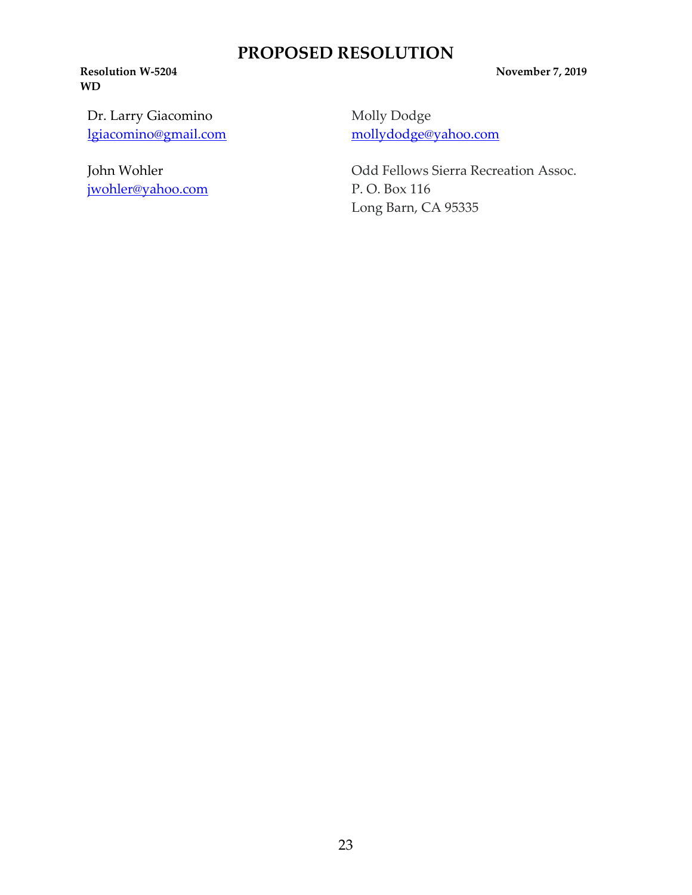Dr. Larry Giacomino
lgiacomino@gmail.com

John Wohler
jwohler@yahoo.com

Molly Dodge
mollydodge@yahoo.com

Odd Fellows Sierra Recreation Assoc.
P. O. Box 116
Long Barn, CA 95335